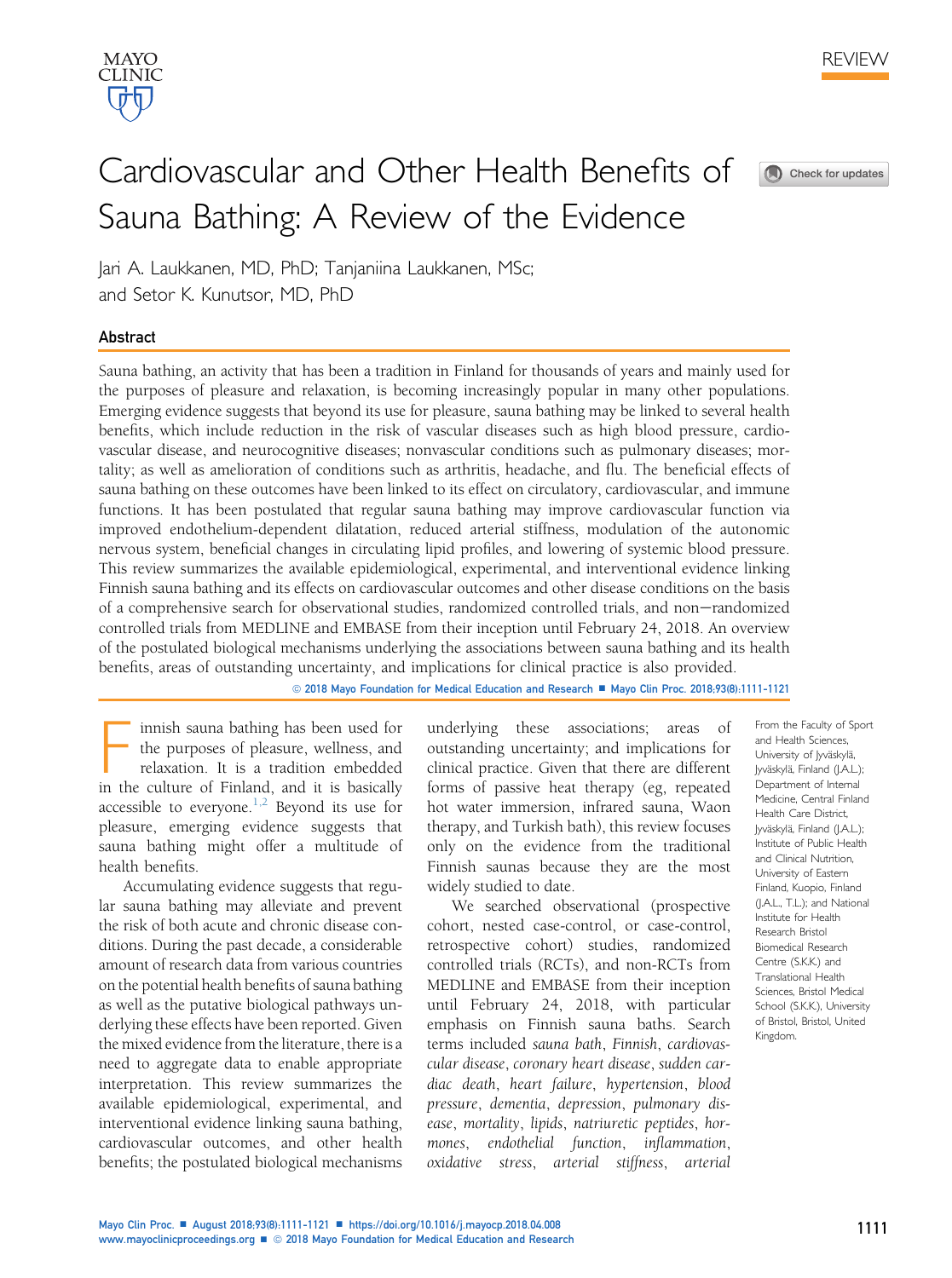REVIEW

# Cardiovascular and Other Health Benefits of Sauna Bathing: A Review of the Evidence

Jari A. Laukkanen, MD, PhD; Tanjaniina Laukkanen, MSc; and Setor K. Kunutsor, MD, PhD

## Abstract

Sauna bathing, an activity that has been a tradition in Finland for thousands of years and mainly used for the purposes of pleasure and relaxation, is becoming increasingly popular in many other populations. Emerging evidence suggests that beyond its use for pleasure, sauna bathing may be linked to several health benefits, which include reduction in the risk of vascular diseases such as high blood pressure, cardiovascular disease, and neurocognitive diseases; nonvascular conditions such as pulmonary diseases; mortality; as well as amelioration of conditions such as arthritis, headache, and flu. The beneficial effects of sauna bathing on these outcomes have been linked to its effect on circulatory, cardiovascular, and immune functions. It has been postulated that regular sauna bathing may improve cardiovascular function via improved endothelium-dependent dilatation, reduced arterial stiffness, modulation of the autonomic nervous system, beneficial changes in circulating lipid profiles, and lowering of systemic blood pressure. This review summarizes the available epidemiological, experimental, and interventional evidence linking Finnish sauna bathing and its effects on cardiovascular outcomes and other disease conditions on the basis of a comprehensive search for observational studies, randomized controlled trials, and non−randomized controlled trials from MEDLINE and EMBASE from their inception until February 24, 2018. An overview of the postulated biological mechanisms underlying the associations between sauna bathing and its health benefits, areas of outstanding uncertainty, and implications for clinical practice is also provided.

© 2018 Mayo Foundation for Medical Education and Research ■ Mayo Clin Proc. 2018;93(8):1111-1121

Finnish sauna bathing has been used for the purposes of pleasure, wellness, and relaxation. It is a tradition embedded in the culture of Finland, and it is basically accessible to everyone.[1,2] Beyond its use for pleasure, emerging evidence suggests that sauna bathing might offer a multitude of health benefits.

Accumulating evidence suggests that regular sauna bathing may alleviate and prevent the risk of both acute and chronic disease conditions. During the past decade, a considerable amount of research data from various countries on the potential health benefits of sauna bathing as well as the putative biological pathways underlying these effects have been reported. Given the mixed evidence from the literature, there is a need to aggregate data to enable appropriate interpretation. This review summarizes the available epidemiological, experimental, and interventional evidence linking sauna bathing, cardiovascular outcomes, and other health benefits; the postulated biological mechanisms underlying these associations; areas of outstanding uncertainty; and implications for clinical practice. Given that there are different forms of passive heat therapy (eg, repeated hot water immersion, infrared sauna, Waon therapy, and Turkish bath), this review focuses only on the evidence from the traditional Finnish saunas because they are the most widely studied to date.

We searched observational (prospective cohort, nested case-control, or case-control, retrospective cohort) studies, randomized controlled trials (RCTs), and non-RCTs from MEDLINE and EMBASE from their inception until February 24, 2018, with particular emphasis on Finnish sauna baths. Search terms included *sauna bath*, *Finnish*, *cardiovascular disease*, *coronary heart disease*, *sudden cardiac death*, *heart failure*, *hypertension*, *blood pressure*, *dementia*, *depression*, *pulmonary disease*, *mortality*, *lipids*, *natriuretic peptides*, *hormones*, *endothelial function*, *inflammation*, *oxidative stress*, *arterial stiffness*, *arterial*

From the Faculty of Sport and Health Sciences, University of Jyväskylä, Jyväskylä, Finland (J.A.L.); Department of Internal Medicine, Central Finland Health Care District, Jyväskylä, Finland (J.A.L.); Institute of Public Health and Clinical Nutrition, University of Eastern Finland, Kuopio, Finland (J.A.L., T.L.); and National Institute for Health Research Bristol Biomedical Research Centre (S.K.K.) and Translational Health Sciences, Bristol Medical School (S.K.K.), University of Bristol, Bristol, United Kingdom.

Mayo Clin Proc. ■ August 2018;93(8):1111-1121 ■ https://doi.org/10.1016/j.mayocp.2018.04.008
www.mayoclinicproceedings.org ■ © 2018 Mayo Foundation for Medical Education and Research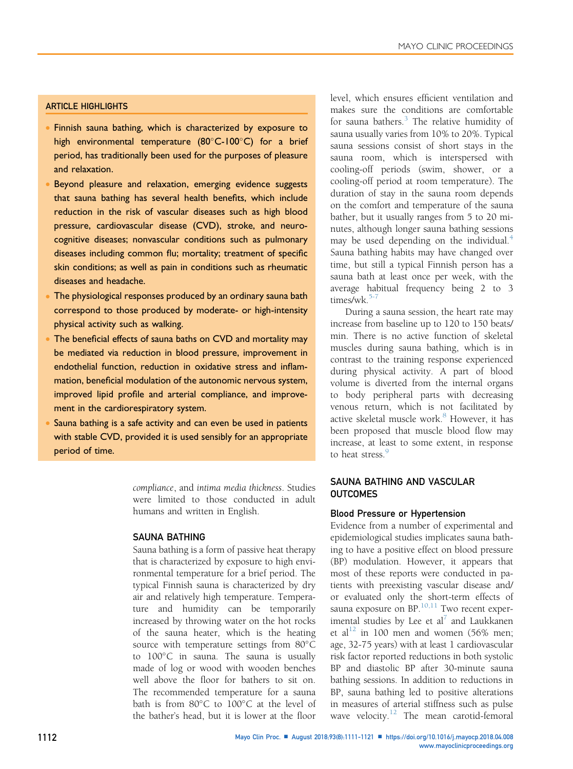## ARTICLE HIGHLIGHTS

- Finnish sauna bathing, which is characterized by exposure to high environmental temperature (80°C-100°C) for a brief period, has traditionally been used for the purposes of pleasure and relaxation.
- Beyond pleasure and relaxation, emerging evidence suggests that sauna bathing has several health benefits, which include reduction in the risk of vascular diseases such as high blood pressure, cardiovascular disease (CVD), stroke, and neurocognitive diseases; nonvascular conditions such as pulmonary diseases including common flu; mortality; treatment of specific skin conditions; as well as pain in conditions such as rheumatic diseases and headache.
- The physiological responses produced by an ordinary sauna bath correspond to those produced by moderate- or high-intensity physical activity such as walking.
- The beneficial effects of sauna baths on CVD and mortality may be mediated via reduction in blood pressure, improvement in endothelial function, reduction in oxidative stress and inflammation, beneficial modulation of the autonomic nervous system, improved lipid profile and arterial compliance, and improvement in the cardiorespiratory system.
- Sauna bathing is a safe activity and can even be used in patients with stable CVD, provided it is used sensibly for an appropriate period of time.

*compliance*, and *intima media thickness*. Studies were limited to those conducted in adult humans and written in English.

## SAUNA BATHING

Sauna bathing is a form of passive heat therapy that is characterized by exposure to high environmental temperature for a brief period. The typical Finnish sauna is characterized by dry air and relatively high temperature. Temperature and humidity can be temporarily increased by throwing water on the hot rocks of the sauna heater, which is the heating source with temperature settings from 80°C to 100°C in sauna. The sauna is usually made of log or wood with wooden benches well above the floor for bathers to sit on. The recommended temperature for a sauna bath is from 80°C to 100°C at the level of the bather's head, but it is lower at the floor level, which ensures efficient ventilation and makes sure the conditions are comfortable for sauna bathers.[3] The relative humidity of sauna usually varies from 10% to 20%. Typical sauna sessions consist of short stays in the sauna room, which is interspersed with cooling-off periods (swim, shower, or a cooling-off period at room temperature). The duration of stay in the sauna room depends on the comfort and temperature of the sauna bather, but it usually ranges from 5 to 20 minutes, although longer sauna bathing sessions may be used depending on the individual.[4] Sauna bathing habits may have changed over time, but still a typical Finnish person has a sauna bath at least once per week, with the average habitual frequency being 2 to 3 times/wk.[5-7]

During a sauna session, the heart rate may increase from baseline up to 120 to 150 beats/min. There is no active function of skeletal muscles during sauna bathing, which is in contrast to the training response experienced during physical activity. A part of blood volume is diverted from the internal organs to body peripheral parts with decreasing venous return, which is not facilitated by active skeletal muscle work.[8] However, it has been proposed that muscle blood flow may increase, at least to some extent, in response to heat stress.[9]

## SAUNA BATHING AND VASCULAR OUTCOMES

### Blood Pressure or Hypertension

Evidence from a number of experimental and epidemiological studies implicates sauna bathing to have a positive effect on blood pressure (BP) modulation. However, it appears that most of these reports were conducted in patients with preexisting vascular disease and/or evaluated only the short-term effects of sauna exposure on BP.[10,11] Two recent experimental studies by Lee et al[7] and Laukkanen et al[12] in 100 men and women (56% men; age, 32-75 years) with at least 1 cardiovascular risk factor reported reductions in both systolic BP and diastolic BP after 30-minute sauna bathing sessions. In addition to reductions in BP, sauna bathing led to positive alterations in measures of arterial stiffness such as pulse wave velocity.[12] The mean carotid-femoral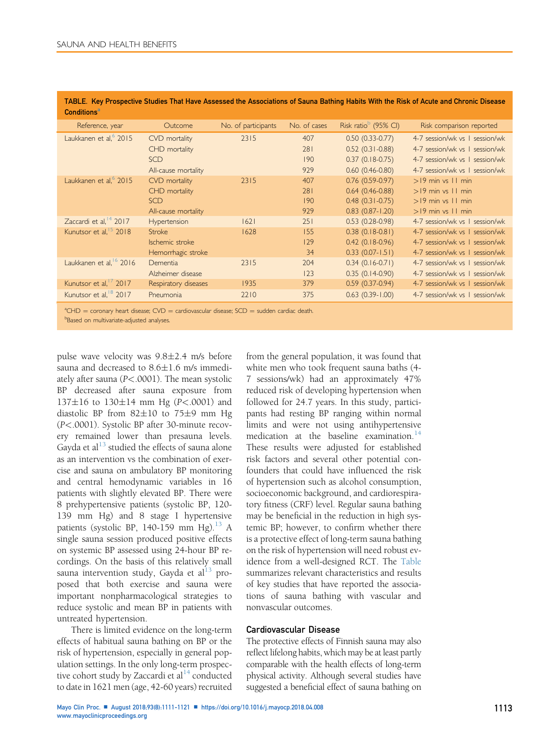TABLE. Key Prospective Studies That Have Assessed the Associations of Sauna Bathing Habits With the Risk of Acute and Chronic Disease Conditions[a]

| Reference, year | Outcome | No. of participants | No. of cases | Risk ratio[b] (95% CI) | Risk comparison reported |
|---|---|---|---|---|---|
| Laukkanen et al,[6] 2015 | CVD mortality | 2315 | 407 | 0.50 (0.33-0.77) | 4-7 session/wk vs 1 session/wk |
| | CHD mortality | | 281 | 0.52 (0.31-0.88) | 4-7 session/wk vs 1 session/wk |
| | SCD | | 190 | 0.37 (0.18-0.75) | 4-7 session/wk vs 1 session/wk |
| | All-cause mortality | | 929 | 0.60 (0.46-0.80) | 4-7 session/wk vs 1 session/wk |
| Laukkanen et al,[6] 2015 | CVD mortality | 2315 | 407 | 0.76 (0.59-0.97) | >19 min vs 11 min |
| | CHD mortality | | 281 | 0.64 (0.46-0.88) | >19 min vs 11 min |
| | SCD | | 190 | 0.48 (0.31-0.75) | >19 min vs 11 min |
| | All-cause mortality | | 929 | 0.83 (0.87-1.20) | >19 min vs 11 min |
| Zaccardi et al,[14] 2017 | Hypertension | 1621 | 251 | 0.53 (0.28-0.98) | 4-7 session/wk vs 1 session/wk |
| Kunutsor et al,[15] 2018 | Stroke | 1628 | 155 | 0.38 (0.18-0.81) | 4-7 session/wk vs 1 session/wk |
| | Ischemic stroke | | 129 | 0.42 (0.18-0.96) | 4-7 session/wk vs 1 session/wk |
| | Hemorrhagic stroke | | 34 | 0.33 (0.07-1.51) | 4-7 session/wk vs 1 session/wk |
| Laukkanen et al,[16] 2016 | Dementia | 2315 | 204 | 0.34 (0.16-0.71) | 4-7 session/wk vs 1 session/wk |
| | Alzheimer disease | | 123 | 0.35 (0.14-0.90) | 4-7 session/wk vs 1 session/wk |
| Kunutsor et al,[17] 2017 | Respiratory diseases | 1935 | 379 | 0.59 (0.37-0.94) | 4-7 session/wk vs 1 session/wk |
| Kunutsor et al,[18] 2017 | Pneumonia | 2210 | 375 | 0.63 (0.39-1.00) | 4-7 session/wk vs 1 session/wk |

[a]CHD = coronary heart disease; CVD = cardiovascular disease; SCD = sudden cardiac death.
[b]Based on multivariate-adjusted analyses.

pulse wave velocity was 9.8±2.4 m/s before sauna and decreased to 8.6±1.6 m/s immediately after sauna ($P<.0001$). The mean systolic BP decreased after sauna exposure from 137±16 to 130±14 mm Hg ($P<.0001$) and diastolic BP from 82±10 to 75±9 mm Hg ($P<.0001$). Systolic BP after 30-minute recovery remained lower than presauna levels. Gayda et al[13] studied the effects of sauna alone as an intervention vs the combination of exercise and sauna on ambulatory BP monitoring and central hemodynamic variables in 16 patients with slightly elevated BP. There were 8 prehypertensive patients (systolic BP, 120-139 mm Hg) and 8 stage I hypertensive patients (systolic BP, 140-159 mm Hg).[13] A single sauna session produced positive effects on systemic BP assessed using 24-hour BP recordings. On the basis of this relatively small sauna intervention study, Gayda et al[13] proposed that both exercise and sauna were important nonpharmacological strategies to reduce systolic and mean BP in patients with untreated hypertension.

There is limited evidence on the long-term effects of habitual sauna bathing on BP or the risk of hypertension, especially in general population settings. In the only long-term prospective cohort study by Zaccardi et al[14] conducted to date in 1621 men (age, 42-60 years) recruited from the general population, it was found that white men who took frequent sauna baths (4-7 sessions/wk) had an approximately 47% reduced risk of developing hypertension when followed for 24.7 years. In this study, participants had resting BP ranging within normal limits and were not using antihypertensive medication at the baseline examination.[14] These results were adjusted for established risk factors and several other potential confounders that could have influenced the risk of hypertension such as alcohol consumption, socioeconomic background, and cardiorespiratory fitness (CRF) level. Regular sauna bathing may be beneficial in the reduction in high systemic BP; however, to confirm whether there is a protective effect of long-term sauna bathing on the risk of hypertension will need robust evidence from a well-designed RCT. The Table summarizes relevant characteristics and results of key studies that have reported the associations of sauna bathing with vascular and nonvascular outcomes.

## Cardiovascular Disease

The protective effects of Finnish sauna may also reflect lifelong habits, which may be at least partly comparable with the health effects of long-term physical activity. Although several studies have suggested a beneficial effect of sauna bathing on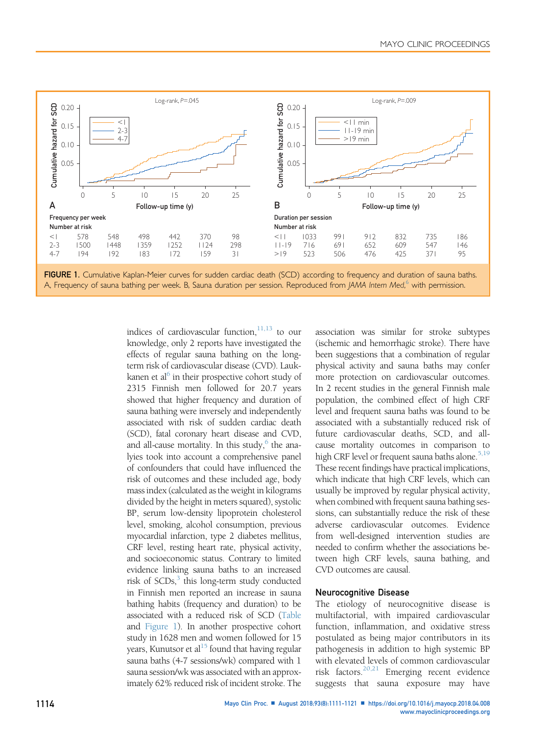FIGURE 1. Cumulative Kaplan-Meier curves for sudden cardiac death (SCD) according to frequency and duration of sauna baths. A, Frequency of sauna bathing per week. B, Sauna duration per session. Reproduced from *JAMA Intern Med*,[6] with permission.

indices of cardiovascular function,[11,13] to our knowledge, only 2 reports have investigated the effects of regular sauna bathing on the long-term risk of cardiovascular disease (CVD). Laukkanen et al[6] in their prospective cohort study of 2315 Finnish men followed for 20.7 years showed that higher frequency and duration of sauna bathing were inversely and independently associated with risk of sudden cardiac death (SCD), fatal coronary heart disease and CVD, and all-cause mortality. In this study,[6] the analyies took into account a comprehensive panel of confounders that could have influenced the risk of outcomes and these included age, body mass index (calculated as the weight in kilograms divided by the height in meters squared), systolic BP, serum low-density lipoprotein cholesterol level, smoking, alcohol consumption, previous myocardial infarction, type 2 diabetes mellitus, CRF level, resting heart rate, physical activity, and socioeconomic status. Contrary to limited evidence linking sauna baths to an increased risk of SCDs,[3] this long-term study conducted in Finnish men reported an increase in sauna bathing habits (frequency and duration) to be associated with a reduced risk of SCD (Table and Figure 1). In another prospective cohort study in 1628 men and women followed for 15 years, Kunutsor et al[15] found that having regular sauna baths (4-7 sessions/wk) compared with 1 sauna session/wk was associated with an approximately 62% reduced risk of incident stroke. The association was similar for stroke subtypes (ischemic and hemorrhagic stroke). There have been suggestions that a combination of regular physical activity and sauna baths may confer more protection on cardiovascular outcomes. In 2 recent studies in the general Finnish male population, the combined effect of high CRF level and frequent sauna baths was found to be associated with a substantially reduced risk of future cardiovascular deaths, SCD, and all-cause mortality outcomes in comparison to high CRF level or frequent sauna baths alone.[5,19] These recent findings have practical implications, which indicate that high CRF levels, which can usually be improved by regular physical activity, when combined with frequent sauna bathing sessions, can substantially reduce the risk of these adverse cardiovascular outcomes. Evidence from well-designed intervention studies are needed to confirm whether the associations between high CRF levels, sauna bathing, and CVD outcomes are causal.

### Neurocognitive Disease

The etiology of neurocognitive disease is multifactorial, with impaired cardiovascular function, inflammation, and oxidative stress postulated as being major contributors in its pathogenesis in addition to high systemic BP with elevated levels of common cardiovascular risk factors.[20,21] Emerging recent evidence suggests that sauna exposure may have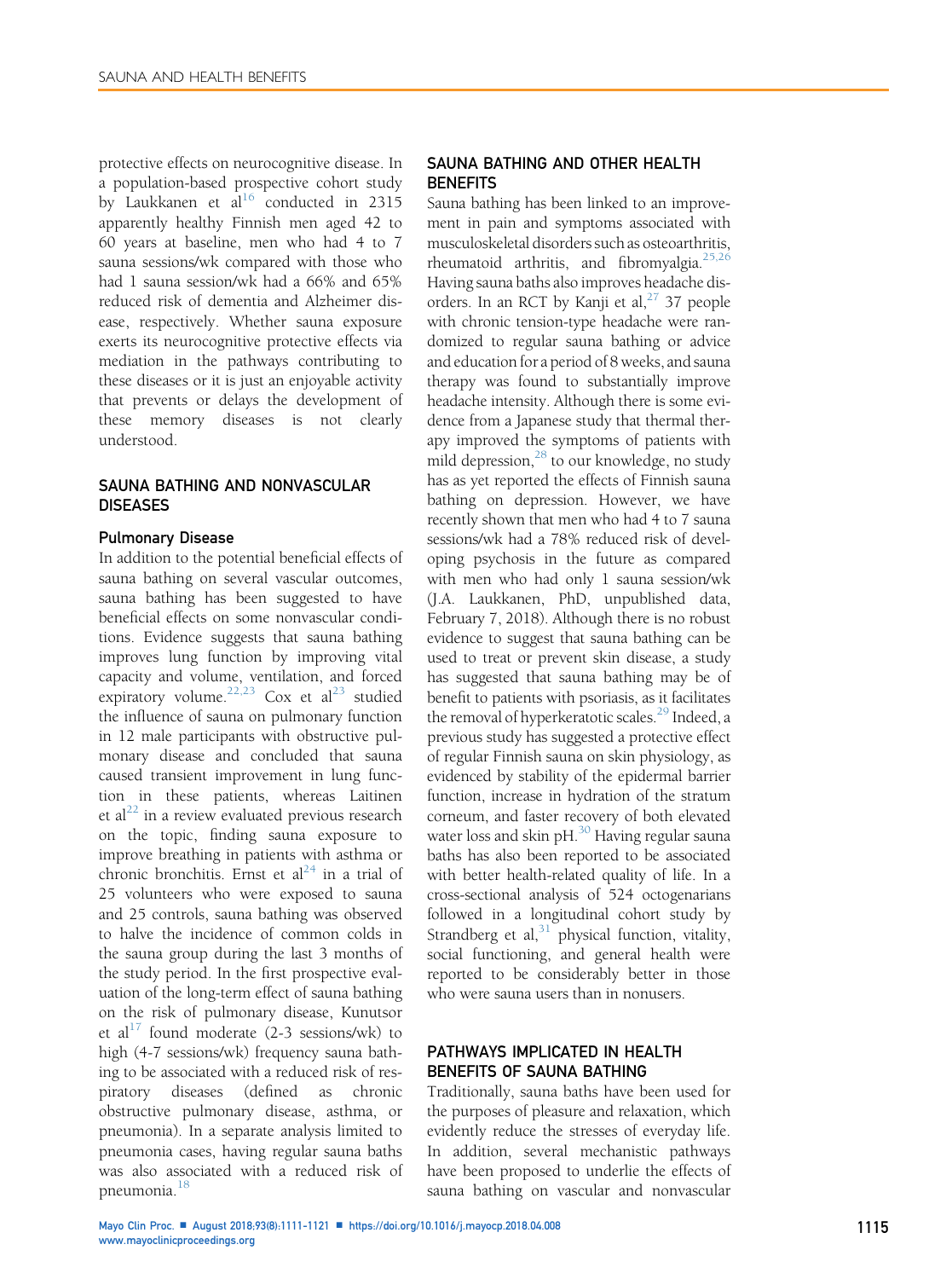protective effects on neurocognitive disease. In a population-based prospective cohort study by Laukkanen et al[16] conducted in 2315 apparently healthy Finnish men aged 42 to 60 years at baseline, men who had 4 to 7 sauna sessions/wk compared with those who had 1 sauna session/wk had a 66% and 65% reduced risk of dementia and Alzheimer disease, respectively. Whether sauna exposure exerts its neurocognitive protective effects via mediation in the pathways contributing to these diseases or it is just an enjoyable activity that prevents or delays the development of these memory diseases is not clearly understood.

## SAUNA BATHING AND NONVASCULAR DISEASES

### Pulmonary Disease

In addition to the potential beneficial effects of sauna bathing on several vascular outcomes, sauna bathing has been suggested to have beneficial effects on some nonvascular conditions. Evidence suggests that sauna bathing improves lung function by improving vital capacity and volume, ventilation, and forced expiratory volume.[22,23] Cox et al[23] studied the influence of sauna on pulmonary function in 12 male participants with obstructive pulmonary disease and concluded that sauna caused transient improvement in lung function in these patients, whereas Laitinen et al[22] in a review evaluated previous research on the topic, finding sauna exposure to improve breathing in patients with asthma or chronic bronchitis. Ernst et al[24] in a trial of 25 volunteers who were exposed to sauna and 25 controls, sauna bathing was observed to halve the incidence of common colds in the sauna group during the last 3 months of the study period. In the first prospective evaluation of the long-term effect of sauna bathing on the risk of pulmonary disease, Kunutsor et al[17] found moderate (2-3 sessions/wk) to high (4-7 sessions/wk) frequency sauna bathing to be associated with a reduced risk of respiratory diseases (defined as chronic obstructive pulmonary disease, asthma, or pneumonia). In a separate analysis limited to pneumonia cases, having regular sauna baths was also associated with a reduced risk of pneumonia.[18]

## SAUNA BATHING AND OTHER HEALTH BENEFITS

Sauna bathing has been linked to an improvement in pain and symptoms associated with musculoskeletal disorders such as osteoarthritis, rheumatoid arthritis, and fibromyalgia.[25,26] Having sauna baths also improves headache disorders. In an RCT by Kanji et al,[27] 37 people with chronic tension-type headache were randomized to regular sauna bathing or advice and education for a period of 8 weeks, and sauna therapy was found to substantially improve headache intensity. Although there is some evidence from a Japanese study that thermal therapy improved the symptoms of patients with mild depression,[28] to our knowledge, no study has as yet reported the effects of Finnish sauna bathing on depression. However, we have recently shown that men who had 4 to 7 sauna sessions/wk had a 78% reduced risk of developing psychosis in the future as compared with men who had only 1 sauna session/wk (J.A. Laukkanen, PhD, unpublished data, February 7, 2018). Although there is no robust evidence to suggest that sauna bathing can be used to treat or prevent skin disease, a study has suggested that sauna bathing may be of benefit to patients with psoriasis, as it facilitates the removal of hyperkeratotic scales.[29] Indeed, a previous study has suggested a protective effect of regular Finnish sauna on skin physiology, as evidenced by stability of the epidermal barrier function, increase in hydration of the stratum corneum, and faster recovery of both elevated water loss and skin pH.[30] Having regular sauna baths has also been reported to be associated with better health-related quality of life. In a cross-sectional analysis of 524 octogenarians followed in a longitudinal cohort study by Strandberg et al,[31] physical function, vitality, social functioning, and general health were reported to be considerably better in those who were sauna users than in nonusers.

## PATHWAYS IMPLICATED IN HEALTH BENEFITS OF SAUNA BATHING

Traditionally, sauna baths have been used for the purposes of pleasure and relaxation, which evidently reduce the stresses of everyday life. In addition, several mechanistic pathways have been proposed to underlie the effects of sauna bathing on vascular and nonvascular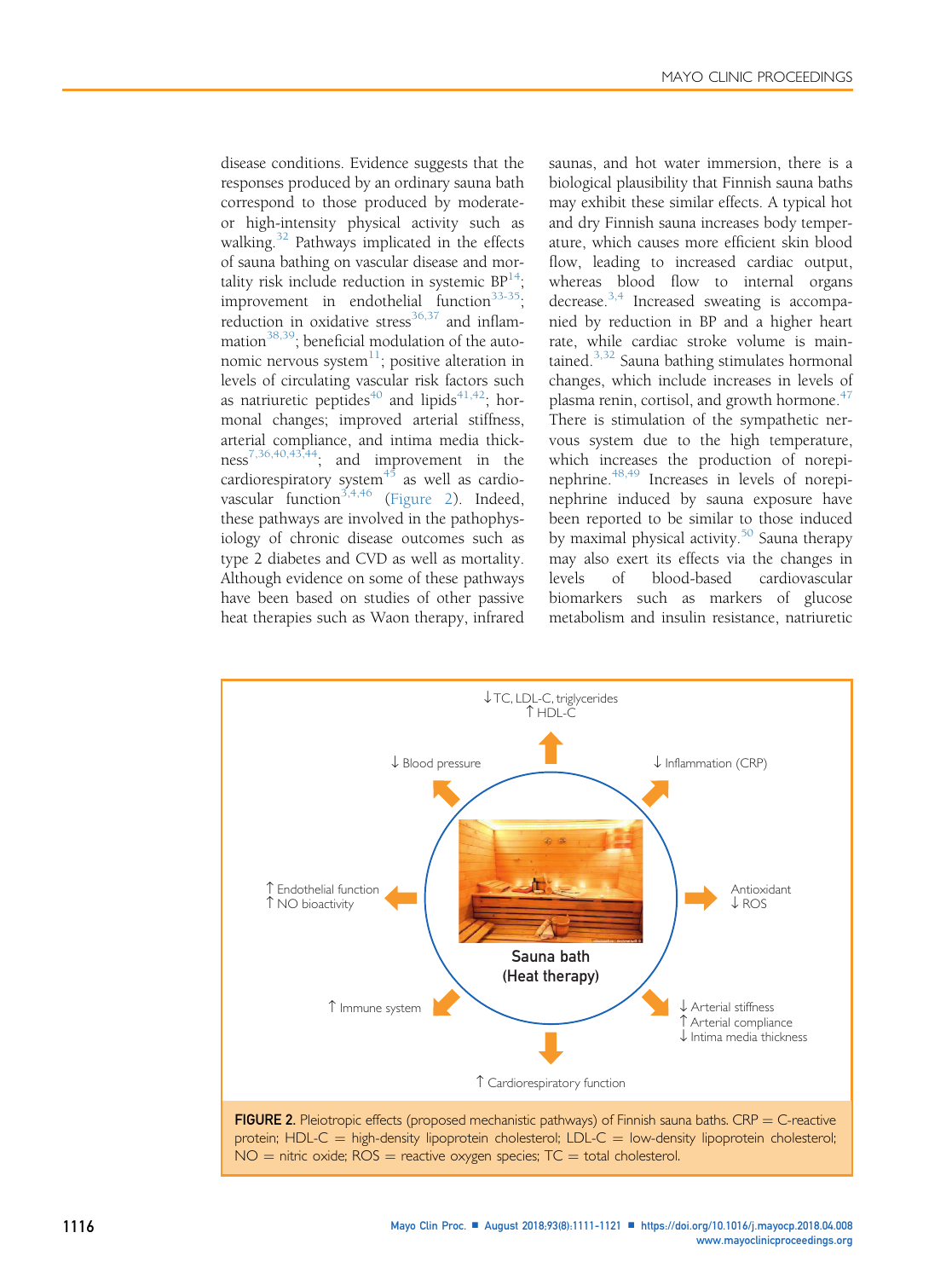disease conditions. Evidence suggests that the responses produced by an ordinary sauna bath correspond to those produced by moderate- or high-intensity physical activity such as walking.[32] Pathways implicated in the effects of sauna bathing on vascular disease and mortality risk include reduction in systemic BP[14]; improvement in endothelial function[33-35]; reduction in oxidative stress[36,37] and inflammation[38,39]; beneficial modulation of the autonomic nervous system[11]; positive alteration in levels of circulating vascular risk factors such as natriuretic peptides[40] and lipids[41,42]; hormonal changes; improved arterial stiffness, arterial compliance, and intima media thickness[7,36,40,43,44]; and improvement in the cardiorespiratory system[45] as well as cardiovascular function[3,4,46] (Figure 2). Indeed, these pathways are involved in the pathophysiology of chronic disease outcomes such as type 2 diabetes and CVD as well as mortality. Although evidence on some of these pathways have been based on studies of other passive heat therapies such as Waon therapy, infrared saunas, and hot water immersion, there is a biological plausibility that Finnish sauna baths may exhibit these similar effects. A typical hot and dry Finnish sauna increases body temperature, which causes more efficient skin blood flow, leading to increased cardiac output, whereas blood flow to internal organs decrease.[3,4] Increased sweating is accompanied by reduction in BP and a higher heart rate, while cardiac stroke volume is maintained.[3,32] Sauna bathing stimulates hormonal changes, which include increases in levels of plasma renin, cortisol, and growth hormone.[47] There is stimulation of the sympathetic nervous system due to the high temperature, which increases the production of norepinephrine.[48,49] Increases in levels of norepinephrine induced by sauna exposure have been reported to be similar to those induced by maximal physical activity.[50] Sauna therapy may also exert its effects via the changes in levels of blood-based cardiovascular biomarkers such as markers of glucose metabolism and insulin resistance, natriuretic

↓TC, LDL-C, triglycerides
↑HDL-C

↓ Blood pressure

↓ Inflammation (CRP)

↑ Endothelial function
↑ NO bioactivity

Antioxidant
↓ ROS

Sauna bath
(Heat therapy)

↑ Immune system

↓ Arterial stiffness
↑ Arterial compliance
↓ Intima media thickness

↑ Cardiorespiratory function

**FIGURE 2.** Pleiotropic effects (proposed mechanistic pathways) of Finnish sauna baths. CRP = C-reactive protein; HDL-C = high-density lipoprotein cholesterol; LDL-C = low-density lipoprotein cholesterol; NO = nitric oxide; ROS = reactive oxygen species; TC = total cholesterol.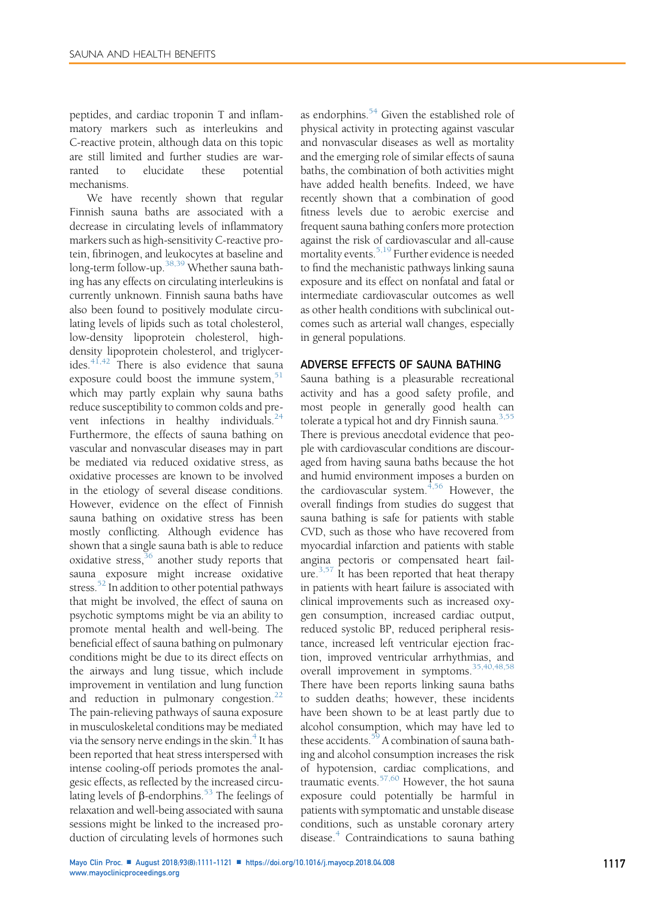peptides, and cardiac troponin T and inflammatory markers such as interleukins and C-reactive protein, although data on this topic are still limited and further studies are warranted to elucidate these potential mechanisms.

We have recently shown that regular Finnish sauna baths are associated with a decrease in circulating levels of inflammatory markers such as high-sensitivity C-reactive protein, fibrinogen, and leukocytes at baseline and long-term follow-up.[38,39] Whether sauna bathing has any effects on circulating interleukins is currently unknown. Finnish sauna baths have also been found to positively modulate circulating levels of lipids such as total cholesterol, low-density lipoprotein cholesterol, high-density lipoprotein cholesterol, and triglycerides.[41,42] There is also evidence that sauna exposure could boost the immune system,[51] which may partly explain why sauna baths reduce susceptibility to common colds and prevent infections in healthy individuals.[24] Furthermore, the effects of sauna bathing on vascular and nonvascular diseases may in part be mediated via reduced oxidative stress, as oxidative processes are known to be involved in the etiology of several disease conditions. However, evidence on the effect of Finnish sauna bathing on oxidative stress has been mostly conflicting. Although evidence has shown that a single sauna bath is able to reduce oxidative stress,[36] another study reports that sauna exposure might increase oxidative stress.[52] In addition to other potential pathways that might be involved, the effect of sauna on psychotic symptoms might be via an ability to promote mental health and well-being. The beneficial effect of sauna bathing on pulmonary conditions might be due to its direct effects on the airways and lung tissue, which include improvement in ventilation and lung function and reduction in pulmonary congestion.[22] The pain-relieving pathways of sauna exposure in musculoskeletal conditions may be mediated via the sensory nerve endings in the skin.[4] It has been reported that heat stress interspersed with intense cooling-off periods promotes the analgesic effects, as reflected by the increased circulating levels of β-endorphins.[53] The feelings of relaxation and well-being associated with sauna sessions might be linked to the increased production of circulating levels of hormones such as endorphins.[54] Given the established role of physical activity in protecting against vascular and nonvascular diseases as well as mortality and the emerging role of similar effects of sauna baths, the combination of both activities might have added health benefits. Indeed, we have recently shown that a combination of good fitness levels due to aerobic exercise and frequent sauna bathing confers more protection against the risk of cardiovascular and all-cause mortality events.[5,19] Further evidence is needed to find the mechanistic pathways linking sauna exposure and its effect on nonfatal and fatal or intermediate cardiovascular outcomes as well as other health conditions with subclinical outcomes such as arterial wall changes, especially in general populations.

## ADVERSE EFFECTS OF SAUNA BATHING

Sauna bathing is a pleasurable recreational activity and has a good safety profile, and most people in generally good health can tolerate a typical hot and dry Finnish sauna.[3,55] There is previous anecdotal evidence that people with cardiovascular conditions are discouraged from having sauna baths because the hot and humid environment imposes a burden on the cardiovascular system.[4,56] However, the overall findings from studies do suggest that sauna bathing is safe for patients with stable CVD, such as those who have recovered from myocardial infarction and patients with stable angina pectoris or compensated heart failure.[3,57] It has been reported that heat therapy in patients with heart failure is associated with clinical improvements such as increased oxygen consumption, increased cardiac output, reduced systolic BP, reduced peripheral resistance, increased left ventricular ejection fraction, improved ventricular arrhythmias, and overall improvement in symptoms.[35,40,48,58] There have been reports linking sauna baths to sudden deaths; however, these incidents have been shown to be at least partly due to alcohol consumption, which may have led to these accidents.[59] A combination of sauna bathing and alcohol consumption increases the risk of hypotension, cardiac complications, and traumatic events.[57,60] However, the hot sauna exposure could potentially be harmful in patients with symptomatic and unstable disease conditions, such as unstable coronary artery disease.[4] Contraindications to sauna bathing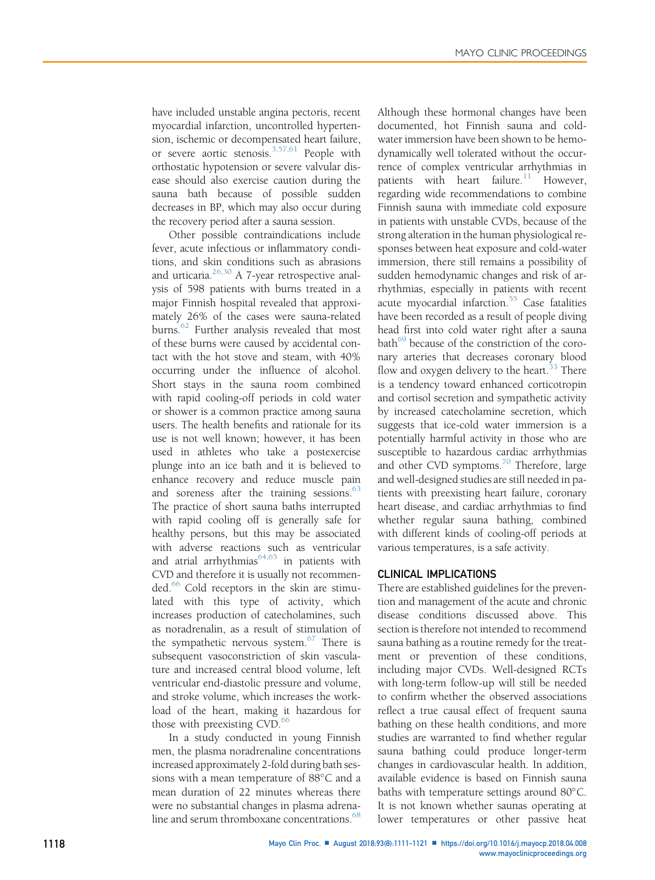have included unstable angina pectoris, recent myocardial infarction, uncontrolled hypertension, ischemic or decompensated heart failure, or severe aortic stenosis.[3,57,61] People with orthostatic hypotension or severe valvular disease should also exercise caution during the sauna bath because of possible sudden decreases in BP, which may also occur during the recovery period after a sauna session.

Other possible contraindications include fever, acute infectious or inflammatory conditions, and skin conditions such as abrasions and urticaria.[26,30] A 7-year retrospective analysis of 598 patients with burns treated in a major Finnish hospital revealed that approximately 26% of the cases were sauna-related burns.[62] Further analysis revealed that most of these burns were caused by accidental contact with the hot stove and steam, with 40% occurring under the influence of alcohol. Short stays in the sauna room combined with rapid cooling-off periods in cold water or shower is a common practice among sauna users. The health benefits and rationale for its use is not well known; however, it has been used in athletes who take a postexercise plunge into an ice bath and it is believed to enhance recovery and reduce muscle pain and soreness after the training sessions.[63] The practice of short sauna baths interrupted with rapid cooling off is generally safe for healthy persons, but this may be associated with adverse reactions such as ventricular and atrial arrhythmias[64,65] in patients with CVD and therefore it is usually not recommended.[66] Cold receptors in the skin are stimulated with this type of activity, which increases production of catecholamines, such as noradrenalin, as a result of stimulation of the sympathetic nervous system.[67] There is subsequent vasoconstriction of skin vasculature and increased central blood volume, left ventricular end-diastolic pressure and volume, and stroke volume, which increases the workload of the heart, making it hazardous for those with preexisting CVD.[66]

In a study conducted in young Finnish men, the plasma noradrenaline concentrations increased approximately 2-fold during bath sessions with a mean temperature of 88°C and a mean duration of 22 minutes whereas there were no substantial changes in plasma adrenaline and serum thromboxane concentrations.[68] Although these hormonal changes have been documented, hot Finnish sauna and cold-water immersion have been shown to be hemodynamically well tolerated without the occurrence of complex ventricular arrhythmias in patients with heart failure.[11] However, regarding wide recommendations to combine Finnish sauna with immediate cold exposure in patients with unstable CVDs, because of the strong alteration in the human physiological responses between heat exposure and cold-water immersion, there still remains a possibility of sudden hemodynamic changes and risk of arrhythmias, especially in patients with recent acute myocardial infarction.[55] Case fatalities have been recorded as a result of people diving head first into cold water right after a sauna bath[69] because of the constriction of the coronary arteries that decreases coronary blood flow and oxygen delivery to the heart.[33] There is a tendency toward enhanced corticotropin and cortisol secretion and sympathetic activity by increased catecholamine secretion, which suggests that ice-cold water immersion is a potentially harmful activity in those who are susceptible to hazardous cardiac arrhythmias and other CVD symptoms.[70] Therefore, large and well-designed studies are still needed in patients with preexisting heart failure, coronary heart disease, and cardiac arrhythmias to find whether regular sauna bathing, combined with different kinds of cooling-off periods at various temperatures, is a safe activity.

## CLINICAL IMPLICATIONS

There are established guidelines for the prevention and management of the acute and chronic disease conditions discussed above. This section is therefore not intended to recommend sauna bathing as a routine remedy for the treatment or prevention of these conditions, including major CVDs. Well-designed RCTs with long-term follow-up will still be needed to confirm whether the observed associations reflect a true causal effect of frequent sauna bathing on these health conditions, and more studies are warranted to find whether regular sauna bathing could produce longer-term changes in cardiovascular health. In addition, available evidence is based on Finnish sauna baths with temperature settings around 80°C. It is not known whether saunas operating at lower temperatures or other passive heat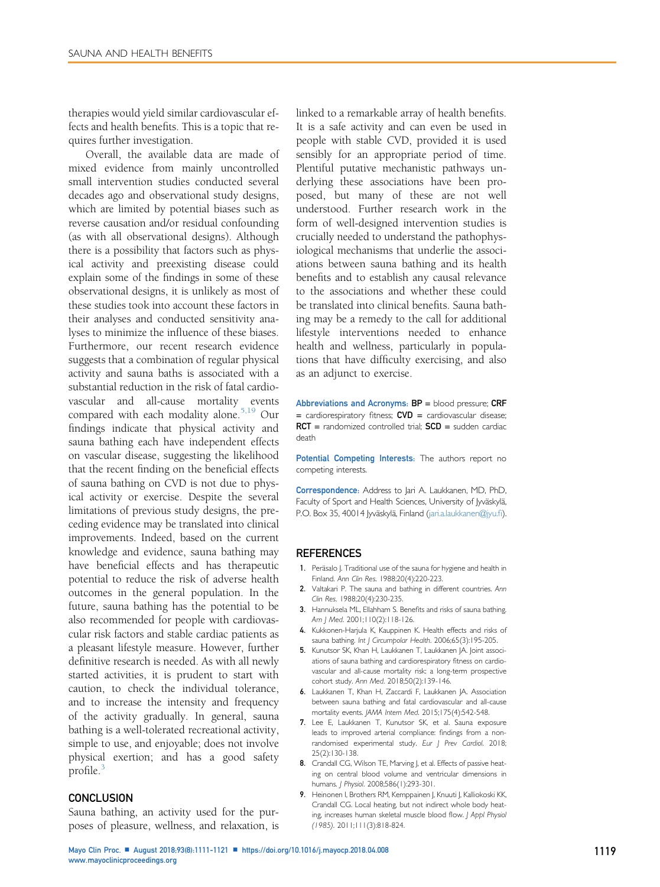therapies would yield similar cardiovascular effects and health benefits. This is a topic that requires further investigation.

Overall, the available data are made of mixed evidence from mainly uncontrolled small intervention studies conducted several decades ago and observational study designs, which are limited by potential biases such as reverse causation and/or residual confounding (as with all observational designs). Although there is a possibility that factors such as physical activity and preexisting disease could explain some of the findings in some of these observational designs, it is unlikely as most of these studies took into account these factors in their analyses and conducted sensitivity analyses to minimize the influence of these biases. Furthermore, our recent research evidence suggests that a combination of regular physical activity and sauna baths is associated with a substantial reduction in the risk of fatal cardiovascular and all-cause mortality events compared with each modality alone.[5,19] Our findings indicate that physical activity and sauna bathing each have independent effects on vascular disease, suggesting the likelihood that the recent finding on the beneficial effects of sauna bathing on CVD is not due to physical activity or exercise. Despite the several limitations of previous study designs, the preceding evidence may be translated into clinical improvements. Indeed, based on the current knowledge and evidence, sauna bathing may have beneficial effects and has therapeutic potential to reduce the risk of adverse health outcomes in the general population. In the future, sauna bathing has the potential to be also recommended for people with cardiovascular risk factors and stable cardiac patients as a pleasant lifestyle measure. However, further definitive research is needed. As with all newly started activities, it is prudent to start with caution, to check the individual tolerance, and to increase the intensity and frequency of the activity gradually. In general, sauna bathing is a well-tolerated recreational activity, simple to use, and enjoyable; does not involve physical exertion; and has a good safety profile.[3]

## CONCLUSION

Sauna bathing, an activity used for the purposes of pleasure, wellness, and relaxation, is linked to a remarkable array of health benefits. It is a safe activity and can even be used in people with stable CVD, provided it is used sensibly for an appropriate period of time. Plentiful putative mechanistic pathways underlying these associations have been proposed, but many of these are not well understood. Further research work in the form of well-designed intervention studies is crucially needed to understand the pathophysiological mechanisms that underlie the associations between sauna bathing and its health benefits and to establish any causal relevance to the associations and whether these could be translated into clinical benefits. Sauna bathing may be a remedy to the call for additional lifestyle interventions needed to enhance health and wellness, particularly in populations that have difficulty exercising, and also as an adjunct to exercise.

**Abbreviations and Acronyms:** **BP** = blood pressure; **CRF** = cardiorespiratory fitness; **CVD** = cardiovascular disease; **RCT** = randomized controlled trial; **SCD** = sudden cardiac death

**Potential Competing Interests:** The authors report no competing interests.

**Correspondence:** Address to Jari A. Laukkanen, MD, PhD, Faculty of Sport and Health Sciences, University of Jyväskylä, P.O. Box 35, 40014 Jyväskylä, Finland (jari.a.laukkanen@jyu.fi).

## REFERENCES

1. Peräsalo J. Traditional use of the sauna for hygiene and health in Finland. *Ann Clin Res*. 1988;20(4):220-223.
2. Valtakari P. The sauna and bathing in different countries. *Ann Clin Res*. 1988;20(4):230-235.
3. Hannuksela ML, Ellahham S. Benefits and risks of sauna bathing. *Am J Med*. 2001;110(2):118-126.
4. Kukkonen-Harjula K, Kauppinen K. Health effects and risks of sauna bathing. *Int J Circumpolar Health*. 2006;65(3):195-205.
5. Kunutsor SK, Khan H, Laukkanen T, Laukkanen JA. Joint associations of sauna bathing and cardiorespiratory fitness on cardiovascular and all-cause mortality risk: a long-term prospective cohort study. *Ann Med*. 2018;50(2):139-146.
6. Laukkanen T, Khan H, Zaccardi F, Laukkanen JA. Association between sauna bathing and fatal cardiovascular and all-cause mortality events. *JAMA Intern Med*. 2015;175(4):542-548.
7. Lee E, Laukkanen T, Kunutsor SK, et al. Sauna exposure leads to improved arterial compliance: findings from a non-randomised experimental study. *Eur J Prev Cardiol*. 2018; 25(2):130-138.
8. Crandall CG, Wilson TE, Marving J, et al. Effects of passive heating on central blood volume and ventricular dimensions in humans. *J Physiol*. 2008;586(1):293-301.
9. Heinonen I, Brothers RM, Kemppainen J, Knuuti J, Kalliokoski KK, Crandall CG. Local heating, but not indirect whole body heating, increases human skeletal muscle blood flow. *J Appl Physiol (1985)*. 2011;111(3):818-824.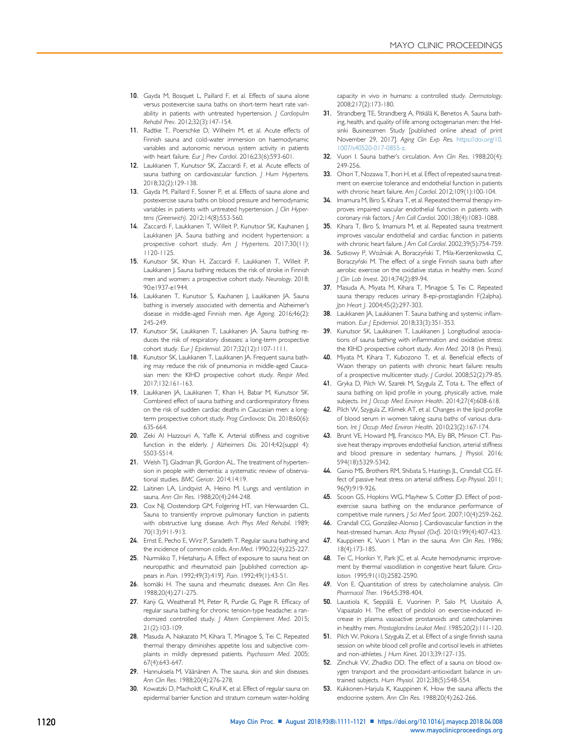10. Gayda M, Bosquet L, Paillard F, et al. Effects of sauna alone versus postexercise sauna baths on short-term heart rate variability in patients with untreated hypertension. *J Cardiopulm Rehabil Prev*. 2012;32(3):147-154.
11. Radtke T, Poerschke D, Wilhelm M, et al. Acute effects of Finnish sauna and cold-water immersion on haemodynamic variables and autonomic nervous system activity in patients with heart failure. *Eur J Prev Cardiol*. 2016;23(6):593-601.
12. Laukkanen T, Kunutsor SK, Zaccardi F, et al. Acute effects of sauna bathing on cardiovascular function. *J Hum Hypertens*. 2018;32(2):129-138.
13. Gayda M, Paillard F, Sosner P, et al. Effects of sauna alone and postexercise sauna baths on blood pressure and hemodynamic variables in patients with untreated hypertension. *J Clin Hypertens (Greenwich)*. 2012;14(8):553-560.
14. Zaccardi F, Laukkanen T, Willeit P, Kunutsor SK, Kauhanen J, Laukkanen JA. Sauna bathing and incident hypertension: a prospective cohort study. *Am J Hypertens*. 2017;30(11):1120-1125.
15. Kunutsor SK, Khan H, Zaccardi F, Laukkanen T, Willeit P, Laukkanen J. Sauna bathing reduces the risk of stroke in Finnish men and women: a prospective cohort study. *Neurology*. 2018;90:e1937-e1944.
16. Laukkanen T, Kunutsor S, Kauhanen J, Laukkanen JA. Sauna bathing is inversely associated with dementia and Alzheimer's disease in middle-aged Finnish men. *Age Ageing*. 2016;46(2):245-249.
17. Kunutsor SK, Laukkanen T, Laukkanen JA. Sauna bathing reduces the risk of respiratory diseases: a long-term prospective cohort study. *Eur J Epidemiol*. 2017;32(12):1107-1111.
18. Kunutsor SK, Laukkanen T, Laukkanen JA. Frequent sauna bathing may reduce the risk of pneumonia in middle-aged Caucasian men: the KIHD prospective cohort study. *Respir Med*. 2017;132:161-163.
19. Laukkanen JA, Laukkanen T, Khan H, Babar M, Kunutsor SK. Combined effect of sauna bathing and cardiorespiratory fitness on the risk of sudden cardiac deaths in Caucasian men: a long-term prospective cohort study. *Prog Cardiovasc Dis*. 2018;60(6):635-664.
20. Zeki Al Hazzouri A, Yaffe K. Arterial stiffness and cognitive function in the elderly. *J Alzheimers Dis*. 2014;42(suppl 4):S503-S514.
21. Welsh TJ, Gladman JR, Gordon AL. The treatment of hypertension in people with dementia: a systematic review of observational studies. *BMC Geriatr*. 2014;14:19.
22. Laitinen LA, Lindqvist A, Heino M. Lungs and ventilation in sauna. *Ann Clin Res*. 1988;20(4):244-248.
23. Cox NJ, Oostendorp GM, Folgering HT, van Herwaarden CL. Sauna to transiently improve pulmonary function in patients with obstructive lung disease. *Arch Phys Med Rehabil*. 1989;70(13):911-913.
24. Ernst E, Pecho E, Wirz P, Saradeth T. Regular sauna bathing and the incidence of common colds. *Ann Med*. 1990;22(4):225-227.
25. Nurmikko T, Hietaharju A. Effect of exposure to sauna heat on neuropathic and rheumatoid pain [published correction appears in *Pain*. 1992;49(3):419]. *Pain*. 1992;49(1):43-51.
26. Isomäki H. The sauna and rheumatic diseases. *Ann Clin Res*. 1988;20(4):271-275.
27. Kanji G, Weatherall M, Peter R, Purdie G, Page R. Efficacy of regular sauna bathing for chronic tension-type headache: a randomized controlled study. *J Altern Complement Med*. 2015;21(2):103-109.
28. Masuda A, Nakazato M, Kihara T, Minagoe S, Tei C. Repeated thermal therapy diminishes appetite loss and subjective complaints in mildly depressed patients. *Psychosom Med*. 2005;67(4):643-647.
29. Hannuksela M, Väänänen A. The sauna, skin and skin diseases. *Ann Clin Res*. 1988;20(4):276-278.
30. Kowatzki D, Macholdt C, Krull K, et al. Effect of regular sauna on epidermal barrier function and stratum corneum water-holding capacity in vivo in humans: a controlled study. *Dermatology*. 2008;217(2):173-180.
31. Strandberg TE, Strandberg A, Pitkälä K, Benetos A. Sauna bathing, health, and quality of life among octogenarian men: the Helsinki Businessmen Study [published online ahead of print November 29, 2017]. *Aging Clin Exp Res*. https://doi.org/10.1007/s40520-017-0855-z.
32. Vuori I. Sauna bather's circulation. *Ann Clin Res*. 1988;20(4):249-256.
33. Ohori T, Nozawa T, Ihori H, et al. Effect of repeated sauna treatment on exercise tolerance and endothelial function in patients with chronic heart failure. *Am J Cardiol*. 2012;109(1):100-104.
34. Imamura M, Biro S, Kihara T, et al. Repeated thermal therapy improves impaired vascular endothelial function in patients with coronary risk factors. *J Am Coll Cardiol*. 2001;38(4):1083-1088.
35. Kihara T, Biro S, Imamura M, et al. Repeated sauna treatment improves vascular endothelial and cardiac function in patients with chronic heart failure. *J Am Coll Cardiol*. 2002;39(5):754-759.
36. Sutkowy P, Woźniak A, Boraczyński T, Mila-Kierzenkowska C, Boraczyński M. The effect of a single Finnish sauna bath after aerobic exercise on the oxidative status in healthy men. *Scand J Clin Lab Invest*. 2014;74(2):89-94.
37. Masuda A, Miyata M, Kihara T, Minagoe S, Tei C. Repeated sauna therapy reduces urinary 8-epi-prostaglandin F(2alpha). *Jpn Heart J*. 2004;45(2):297-303.
38. Laukkanen JA, Laukkanen T. Sauna bathing and systemic inflammation. *Eur J Epidemiol*. 2018;33(3):351-353.
39. Kunutsor SK, Laukkanen T, Laukkanen J. Longitudinal associations of sauna bathing with inflammation and oxidative stress: the KIHD prospective cohort study. *Ann Med*. 2018 (In Press).
40. Miyata M, Kihara T, Kubozono T, et al. Beneficial effects of Waon therapy on patients with chronic heart failure: results of a prospective multicenter study. *J Cardiol*. 2008;52(2):79-85.
41. Gryka D, Pilch W, Szarek M, Szygula Z, Tota Ł. The effect of sauna bathing on lipid profile in young, physically active, male subjects. *Int J Occup Med Environ Health*. 2014;27(4):608-618.
42. Pilch W, Szygula Z, Klimek AT, et al. Changes in the lipid profile of blood serum in women taking sauna baths of various duration. *Int J Occup Med Environ Health*. 2010;23(2):167-174.
43. Brunt VE, Howard MJ, Francisco MA, Ely BR, Minson CT. Passive heat therapy improves endothelial function, arterial stiffness and blood pressure in sedentary humans. *J Physiol*. 2016;594(18):5329-5342.
44. Ganio MS, Brothers RM, Shibata S, Hastings JL, Crandall CG. Effect of passive heat stress on arterial stiffness. *Exp Physiol*. 2011;96(9):919-926.
45. Scoon GS, Hopkins WG, Mayhew S, Cotter JD. Effect of post-exercise sauna bathing on the endurance performance of competitive male runners. *J Sci Med Sport*. 2007;10(4):259-262.
46. Crandall CG, González-Alonso J. Cardiovascular function in the heat-stressed human. *Acta Physiol (Oxf)*. 2010;199(4):407-423.
47. Kauppinen K, Vuori I. Man in the sauna. *Ann Clin Res*. 1986;18(4):173-185.
48. Tei C, Horikiri Y, Park JC, et al. Acute hemodynamic improvement by thermal vasodilation in congestive heart failure. *Circulation*. 1995;91(10):2582-2590.
49. Von E. Quantitation of stress by catecholamine analysis. *Clin Pharmacol Ther*. 1964;5:398-404.
50. Laustiola K, Seppälä E, Vuorinen P, Salo M, Uusitalo A, Vapaatalo H. The effect of pindolol on exercise-induced increase in plasma vasoactive prostanoids and catecholamines in healthy men. *Prostaglandins Leukot Med*. 1985;20(2):111-120.
51. Pilch W, Pokora I, Szyguła Z, et al. Effect of a single finnish sauna session on white blood cell profile and cortisol levels in athletes and non-athletes. *J Hum Kinet*. 2013;39:127-135.
52. Zinchuk VV, Zhadko DD. The effect of a sauna on blood oxygen transport and the prooxidant-antioxidant balance in untrained subjects. *Hum Physiol*. 2012;38(5):548-554.
53. Kukkonen-Harjula K, Kauppinen K. How the sauna affects the endocrine system. *Ann Clin Res*. 1988;20(4):262-266.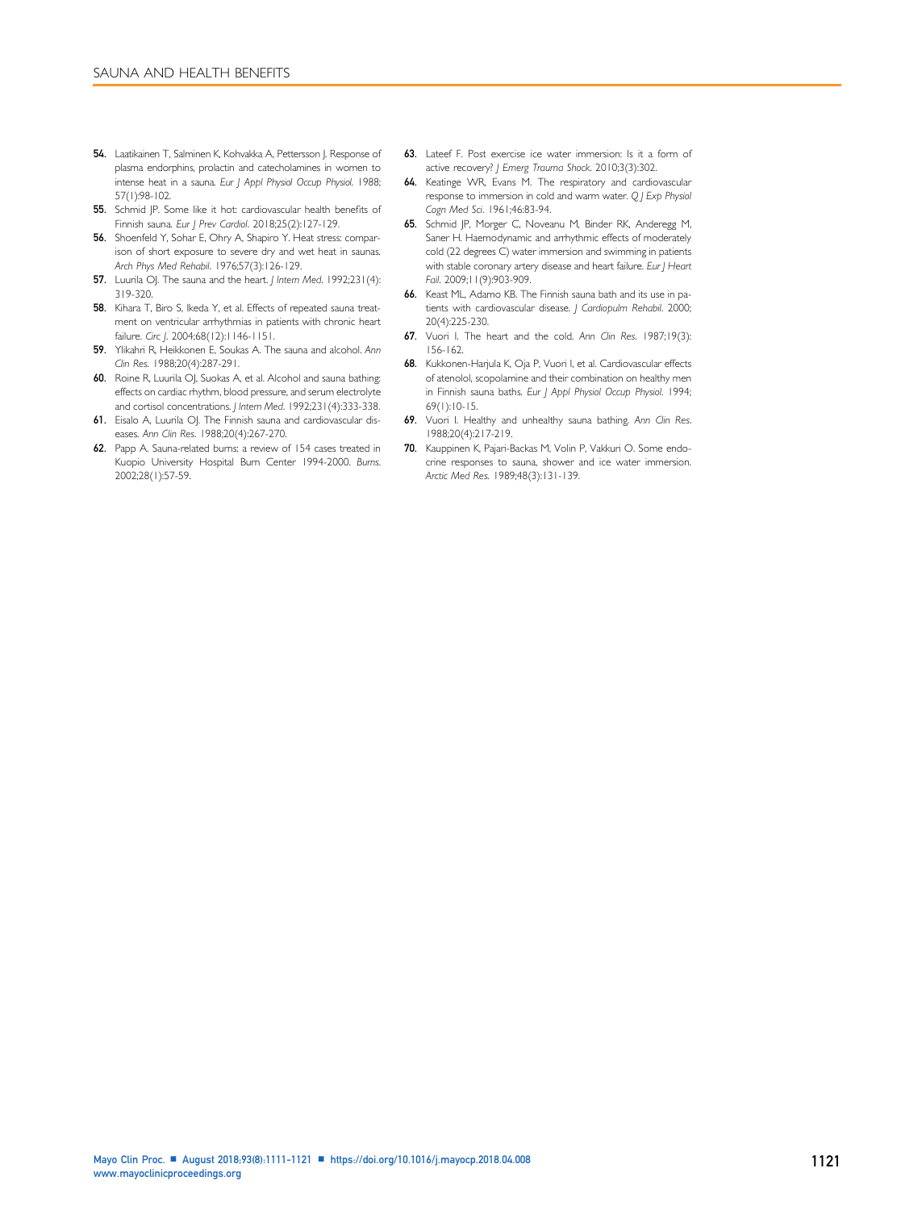54. Laatikainen T, Salminen K, Kohvakka A, Pettersson J. Response of plasma endorphins, prolactin and catecholamines in women to intense heat in a sauna. *Eur J Appl Physiol Occup Physiol*. 1988; 57(1):98-102.
55. Schmid JP. Some like it hot: cardiovascular health benefits of Finnish sauna. *Eur J Prev Cardiol*. 2018;25(2):127-129.
56. Shoenfeld Y, Sohar E, Ohry A, Shapiro Y. Heat stress: comparison of short exposure to severe dry and wet heat in saunas. *Arch Phys Med Rehabil*. 1976;57(3):126-129.
57. Luurila OJ. The sauna and the heart. *J Intern Med*. 1992;231(4): 319-320.
58. Kihara T, Biro S, Ikeda Y, et al. Effects of repeated sauna treatment on ventricular arrhythmias in patients with chronic heart failure. *Circ J*. 2004;68(12):1146-1151.
59. Ylikahri R, Heikkonen E, Soukas A. The sauna and alcohol. *Ann Clin Res*. 1988;20(4):287-291.
60. Roine R, Luurila OJ, Suokas A, et al. Alcohol and sauna bathing: effects on cardiac rhythm, blood pressure, and serum electrolyte and cortisol concentrations. *J Intern Med*. 1992;231(4):333-338.
61. Eisalo A, Luurila OJ. The Finnish sauna and cardiovascular diseases. *Ann Clin Res*. 1988;20(4):267-270.
62. Papp A. Sauna-related burns: a review of 154 cases treated in Kuopio University Hospital Burn Center 1994-2000. *Burns*. 2002;28(1):57-59.
63. Lateef F. Post exercise ice water immersion: Is it a form of active recovery? *J Emerg Trauma Shock*. 2010;3(3):302.
64. Keatinge WR, Evans M. The respiratory and cardiovascular response to immersion in cold and warm water. *Q J Exp Physiol Cogn Med Sci*. 1961;46:83-94.
65. Schmid JP, Morger C, Noveanu M, Binder RK, Anderegg M, Saner H. Haemodynamic and arrhythmic effects of moderately cold (22 degrees C) water immersion and swimming in patients with stable coronary artery disease and heart failure. *Eur J Heart Fail*. 2009;11(9):903-909.
66. Keast ML, Adamo KB. The Finnish sauna bath and its use in patients with cardiovascular disease. *J Cardiopulm Rehabil*. 2000; 20(4):225-230.
67. Vuori I. The heart and the cold. *Ann Clin Res*. 1987;19(3): 156-162.
68. Kukkonen-Harjula K, Oja P, Vuori I, et al. Cardiovascular effects of atenolol, scopolamine and their combination on healthy men in Finnish sauna baths. *Eur J Appl Physiol Occup Physiol*. 1994; 69(1):10-15.
69. Vuori I. Healthy and unhealthy sauna bathing. *Ann Clin Res*. 1988;20(4):217-219.
70. Kauppinen K, Pajari-Backas M, Volin P, Vakkuri O. Some endocrine responses to sauna, shower and ice water immersion. *Arctic Med Res*. 1989;48(3):131-139.